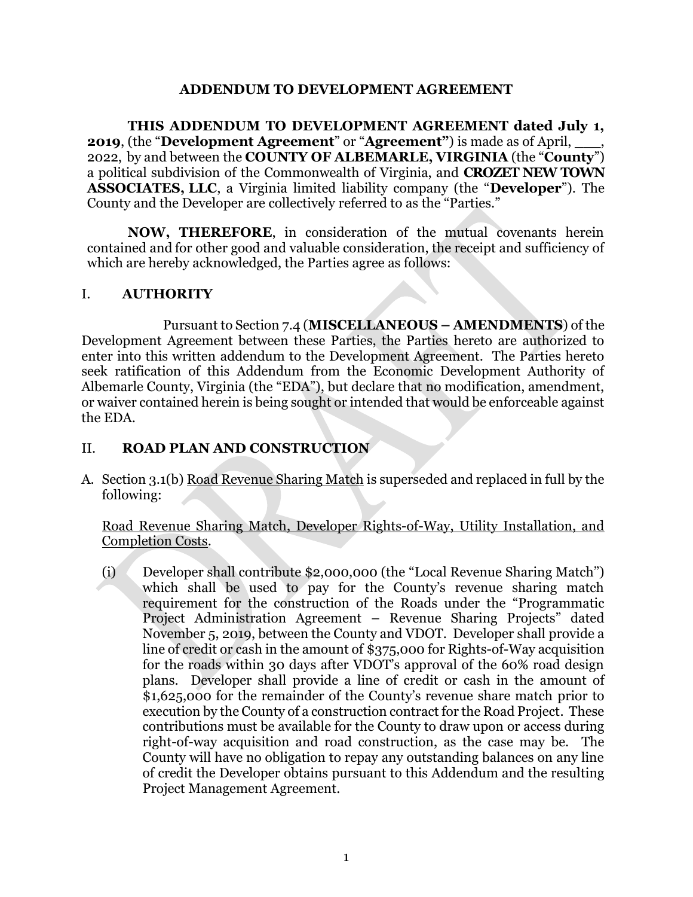# ADDENDUM TO DEVELOPMENT AGREEMENT

**THIS ADDENDUM TO DEVELOPMENT AGREEMENT dated July 1, 2019**, (the "**Development Agreement**" or "**Agreement"**) is made as of April, \_\_\_\_, 2022, by and between the **COUNTY OF ALBEMARLE, VIRGINIA** (the "**County**") a political subdivision of the Commonwealth of Virginia, and **CROZET NEW TOWN ASSOCIATES, LLC**, a Virginia limited liability company (the "**Developer**"). The County and the Developer are collectively referred to as the "Parties."

**NOW, THEREFORE**, in consideration of the mutual covenants herein contained and for other good and valuable consideration, the receipt and sufficiency of which are hereby acknowledged, the Parties agree as follows:

## I. AUTHORITY

Pursuant to Section 7.4 (**MISCELLANEOUS – AMENDMENTS**) of the Development Agreement between these Parties, the Parties hereto are authorized to enter into this written addendum to the Development Agreement. The Parties hereto seek ratification of this Addendum from the Economic Development Authority of Albemarle County, Virginia (the "EDA"), but declare that no modification, amendment, or waiver contained herein is being sought or intended that would be enforceable against the EDA.

## II. ROAD PLAN AND CONSTRUCTION

A. Section 3.1(b) <u>Road Revenue Sharing Match</u> is superseded and replaced in full by the following:

<u>Road Revenue Sharing Match, Developer Rights-of-Way, Utility Installation, and Completion Costs</u>.

(i) Developer shall contribute $2,000,000 (the "Local Revenue Sharing Match") which shall be used to pay for the County's revenue sharing match requirement for the construction of the Roads under the "Programmatic Project Administration Agreement – Revenue Sharing Projects" dated November 5, 2019, between the County and VDOT. Developer shall provide a line of credit or cash in the amount of $375,000 for Rights-of-Way acquisition for the roads within 30 days after VDOT's approval of the 60% road design plans. Developer shall provide a line of credit or cash in the amount of $1,625,000 for the remainder of the County's revenue share match prior to execution by the County of a construction contract for the Road Project. These contributions must be available for the County to draw upon or access during right-of-way acquisition and road construction, as the case may be. The County will have no obligation to repay any outstanding balances on any line of credit the Developer obtains pursuant to this Addendum and the resulting Project Management Agreement.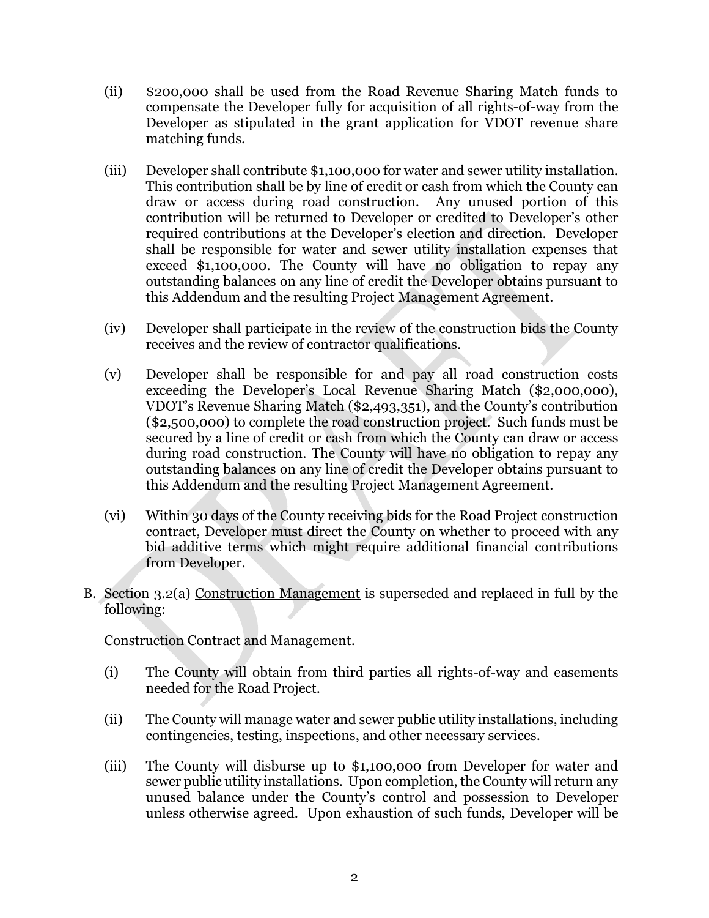(ii) $200,000 shall be used from the Road Revenue Sharing Match funds to compensate the Developer fully for acquisition of all rights-of-way from the Developer as stipulated in the grant application for VDOT revenue share matching funds.

(iii) Developer shall contribute $1,100,000 for water and sewer utility installation. This contribution shall be by line of credit or cash from which the County can draw or access during road construction. Any unused portion of this contribution will be returned to Developer or credited to Developer's other required contributions at the Developer's election and direction. Developer shall be responsible for water and sewer utility installation expenses that exceed $1,100,000. The County will have no obligation to repay any outstanding balances on any line of credit the Developer obtains pursuant to this Addendum and the resulting Project Management Agreement.

(iv) Developer shall participate in the review of the construction bids the County receives and the review of contractor qualifications.

(v) Developer shall be responsible for and pay all road construction costs exceeding the Developer's Local Revenue Sharing Match ($2,000,000), VDOT's Revenue Sharing Match ($2,493,351), and the County's contribution ($2,500,000) to complete the road construction project. Such funds must be secured by a line of credit or cash from which the County can draw or access during road construction. The County will have no obligation to repay any outstanding balances on any line of credit the Developer obtains pursuant to this Addendum and the resulting Project Management Agreement.

(vi) Within 30 days of the County receiving bids for the Road Project construction contract, Developer must direct the County on whether to proceed with any bid additive terms which might require additional financial contributions from Developer.

B. Section 3.2(a) Construction Management is superseded and replaced in full by the following:

Construction Contract and Management.

(i) The County will obtain from third parties all rights-of-way and easements needed for the Road Project.

(ii) The County will manage water and sewer public utility installations, including contingencies, testing, inspections, and other necessary services.

(iii) The County will disburse up to $1,100,000 from Developer for water and sewer public utility installations. Upon completion, the County will return any unused balance under the County's control and possession to Developer unless otherwise agreed. Upon exhaustion of such funds, Developer will be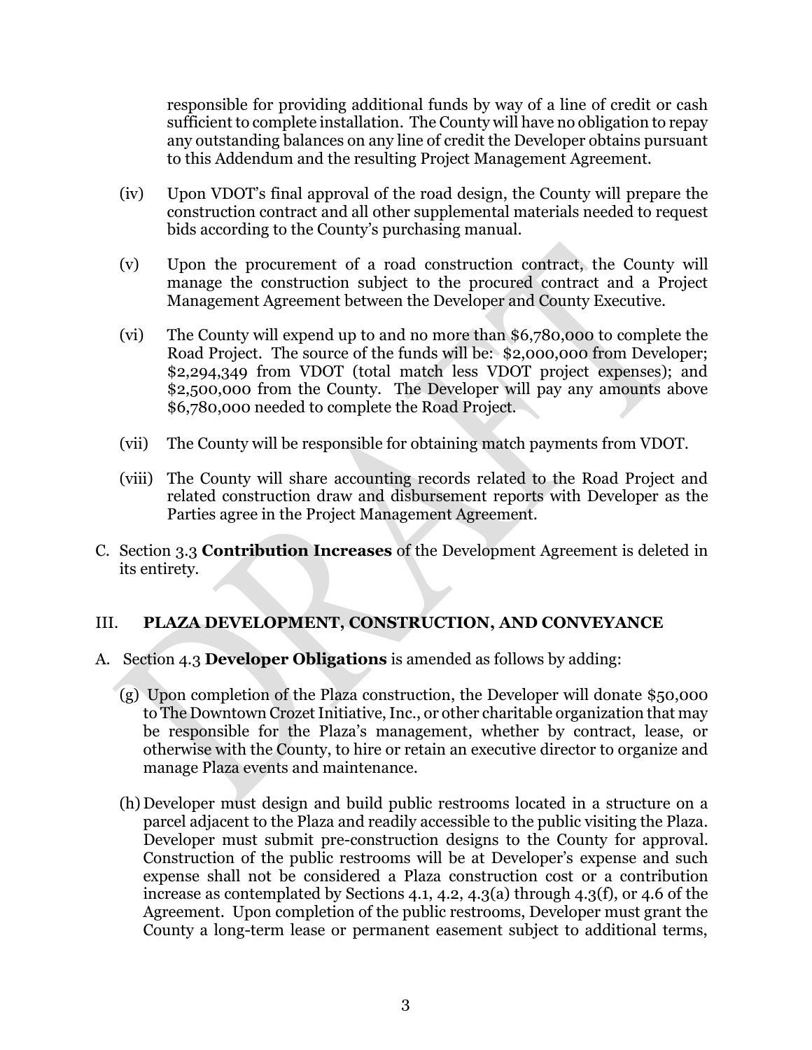responsible for providing additional funds by way of a line of credit or cash sufficient to complete installation. The County will have no obligation to repay any outstanding balances on any line of credit the Developer obtains pursuant to this Addendum and the resulting Project Management Agreement.

(iv) Upon VDOT's final approval of the road design, the County will prepare the construction contract and all other supplemental materials needed to request bids according to the County's purchasing manual.

(v) Upon the procurement of a road construction contract, the County will manage the construction subject to the procured contract and a Project Management Agreement between the Developer and County Executive.

(vi) The County will expend up to and no more than $6,780,000 to complete the Road Project. The source of the funds will be: $2,000,000 from Developer; $2,294,349 from VDOT (total match less VDOT project expenses); and $2,500,000 from the County. The Developer will pay any amounts above $6,780,000 needed to complete the Road Project.

(vii) The County will be responsible for obtaining match payments from VDOT.

(viii) The County will share accounting records related to the Road Project and related construction draw and disbursement reports with Developer as the Parties agree in the Project Management Agreement.

C. Section 3.3 **Contribution Increases** of the Development Agreement is deleted in its entirety.

## III. PLAZA DEVELOPMENT, CONSTRUCTION, AND CONVEYANCE

A. Section 4.3 **Developer Obligations** is amended as follows by adding:

(g) Upon completion of the Plaza construction, the Developer will donate $50,000 to The Downtown Crozet Initiative, Inc., or other charitable organization that may be responsible for the Plaza's management, whether by contract, lease, or otherwise with the County, to hire or retain an executive director to organize and manage Plaza events and maintenance.

(h) Developer must design and build public restrooms located in a structure on a parcel adjacent to the Plaza and readily accessible to the public visiting the Plaza. Developer must submit pre-construction designs to the County for approval. Construction of the public restrooms will be at Developer's expense and such expense shall not be considered a Plaza construction cost or a contribution increase as contemplated by Sections 4.1, 4.2, 4.3(a) through 4.3(f), or 4.6 of the Agreement. Upon completion of the public restrooms, Developer must grant the County a long-term lease or permanent easement subject to additional terms,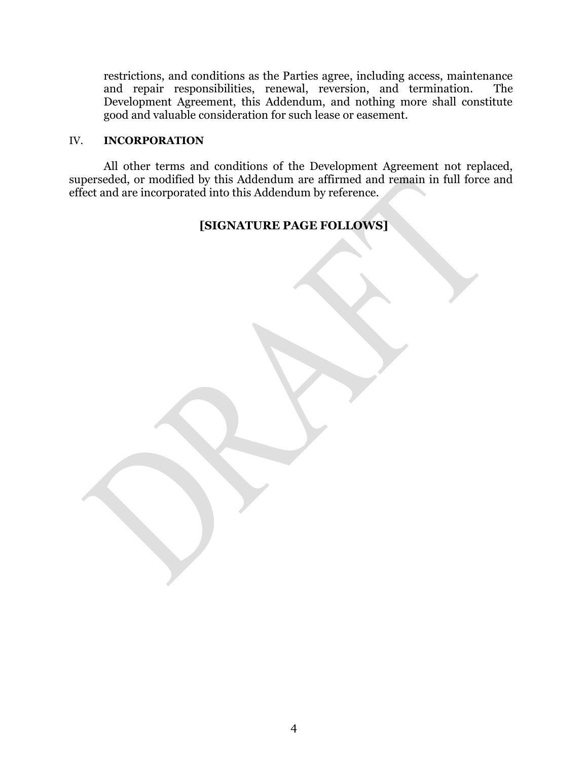restrictions, and conditions as the Parties agree, including access, maintenance and repair responsibilities, renewal, reversion, and termination. The Development Agreement, this Addendum, and nothing more shall constitute good and valuable consideration for such lease or easement.

## IV. **INCORPORATION**

All other terms and conditions of the Development Agreement not replaced, superseded, or modified by this Addendum are affirmed and remain in full force and effect and are incorporated into this Addendum by reference.

**[SIGNATURE PAGE FOLLOWS]**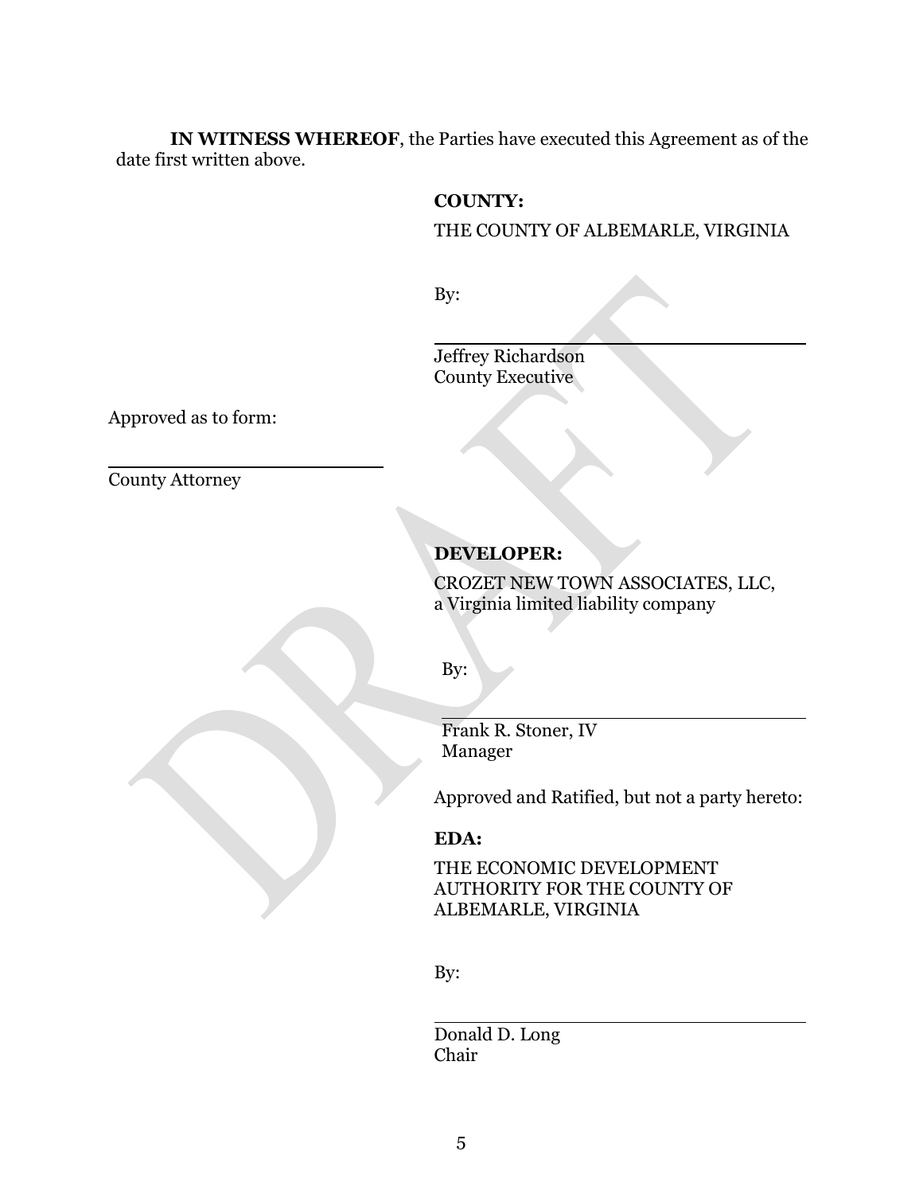**IN WITNESS WHEREOF**, the Parties have executed this Agreement as of the date first written above.

**COUNTY:**

THE COUNTY OF ALBEMARLE, VIRGINIA

By:

\_\_\_\_\_\_\_\_\_\_\_\_\_\_\_\_\_\_\_\_\_\_\_\_\_\_\_\_\_\_\_\_

Jeffrey Richardson
County Executive

Approved as to form:

\_\_\_\_\_\_\_\_\_\_\_\_\_\_\_\_\_\_\_\_\_\_\_\_\_\_\_\_\_\_\_\_

County Attorney

**DEVELOPER:**

CROZET NEW TOWN ASSOCIATES, LLC,
a Virginia limited liability company

By:

\_\_\_\_\_\_\_\_\_\_\_\_\_\_\_\_\_\_\_\_\_\_\_\_\_\_\_\_\_\_\_\_

Frank R. Stoner, IV
Manager

Approved and Ratified, but not a party hereto:

**EDA:**

THE ECONOMIC DEVELOPMENT AUTHORITY FOR THE COUNTY OF ALBEMARLE, VIRGINIA

By:

\_\_\_\_\_\_\_\_\_\_\_\_\_\_\_\_\_\_\_\_\_\_\_\_\_\_\_\_\_\_\_\_

Donald D. Long
Chair